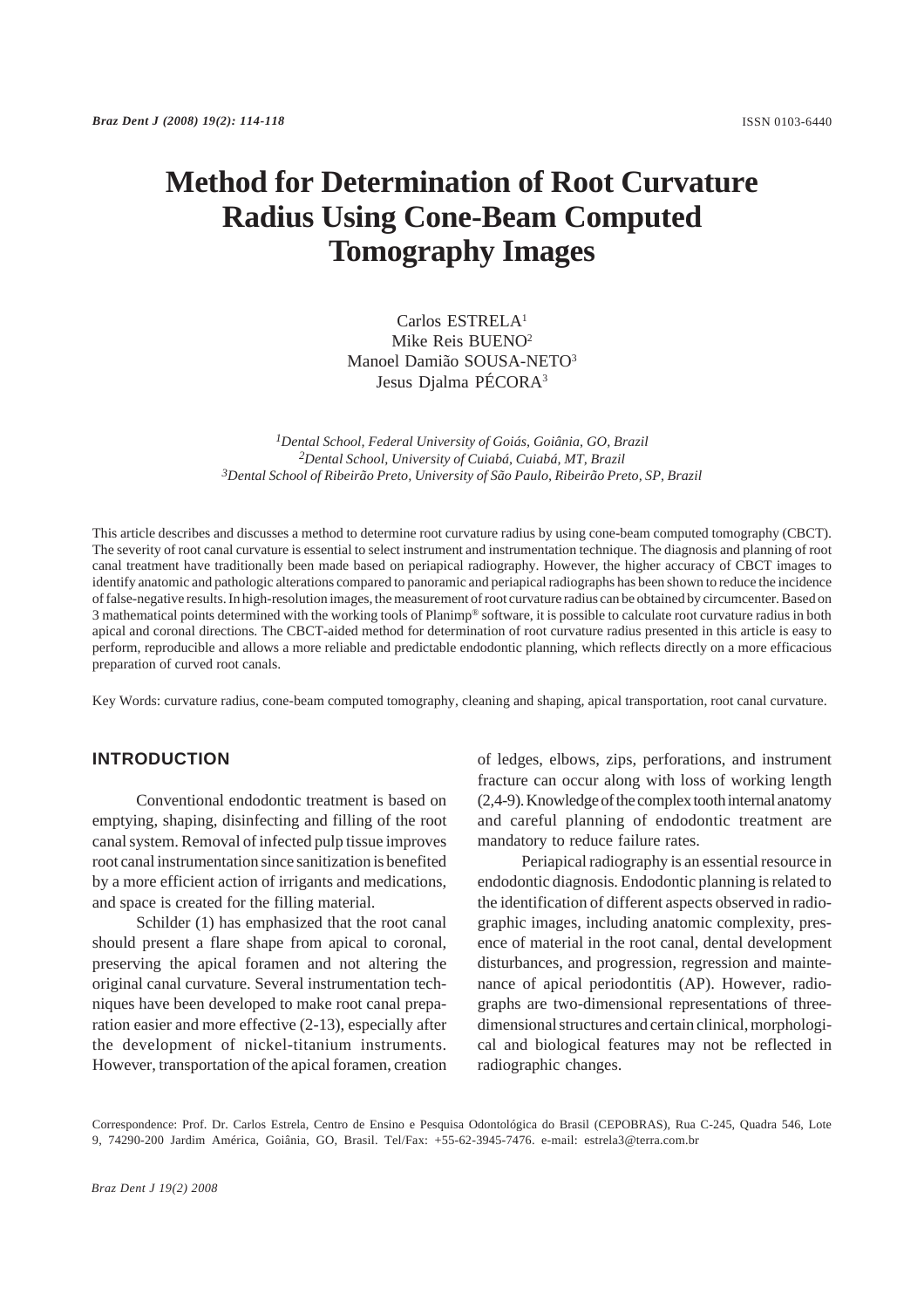# Method for Determination of Root Curvature Radius Using Cone-Beam Computed Tomography Images

Carlos ESTRELA[1]
Mike Reis BUENO[2]
Manoel Damião SOUSA-NETO[3]
Jesus Djalma PÉCORA[3]

*[1]Dental School, Federal University of Goiás, Goiânia, GO, Brazil*
*[2]Dental School, University of Cuiabá, Cuiabá, MT, Brazil*
*[3]Dental School of Ribeirão Preto, University of São Paulo, Ribeirão Preto, SP, Brazil*

This article describes and discusses a method to determine root curvature radius by using cone-beam computed tomography (CBCT). The severity of root canal curvature is essential to select instrument and instrumentation technique. The diagnosis and planning of root canal treatment have traditionally been made based on periapical radiography. However, the higher accuracy of CBCT images to identify anatomic and pathologic alterations compared to panoramic and periapical radiographs has been shown to reduce the incidence of false-negative results. In high-resolution images, the measurement of root curvature radius can be obtained by circumcenter. Based on 3 mathematical points determined with the working tools of Planimp® software, it is possible to calculate root curvature radius in both apical and coronal directions. The CBCT-aided method for determination of root curvature radius presented in this article is easy to perform, reproducible and allows a more reliable and predictable endodontic planning, which reflects directly on a more efficacious preparation of curved root canals.

Key Words: curvature radius, cone-beam computed tomography, cleaning and shaping, apical transportation, root canal curvature.

## INTRODUCTION

Conventional endodontic treatment is based on emptying, shaping, disinfecting and filling of the root canal system. Removal of infected pulp tissue improves root canal instrumentation since sanitization is benefited by a more efficient action of irrigants and medications, and space is created for the filling material.

Schilder (1) has emphasized that the root canal should present a flare shape from apical to coronal, preserving the apical foramen and not altering the original canal curvature. Several instrumentation techniques have been developed to make root canal preparation easier and more effective (2-13), especially after the development of nickel-titanium instruments. However, transportation of the apical foramen, creation of ledges, elbows, zips, perforations, and instrument fracture can occur along with loss of working length (2,4-9). Knowledge of the complex tooth internal anatomy and careful planning of endodontic treatment are mandatory to reduce failure rates.

Periapical radiography is an essential resource in endodontic diagnosis. Endodontic planning is related to the identification of different aspects observed in radiographic images, including anatomic complexity, presence of material in the root canal, dental development disturbances, and progression, regression and maintenance of apical periodontitis (AP). However, radiographs are two-dimensional representations of three-dimensional structures and certain clinical, morphological and biological features may not be reflected in radiographic changes.

Correspondence: Prof. Dr. Carlos Estrela, Centro de Ensino e Pesquisa Odontológica do Brasil (CEPOBRAS), Rua C-245, Quadra 546, Lote 9, 74290-200 Jardim América, Goiânia, GO, Brasil. Tel/Fax: +55-62-3945-7476. e-mail: estrela3@terra.com.br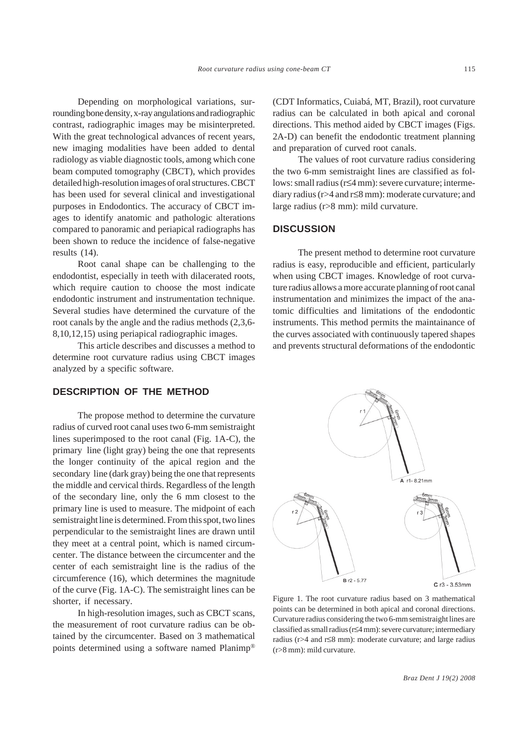Depending on morphological variations, surrounding bone density, x-ray angulations and radiographic contrast, radiographic images may be misinterpreted. With the great technological advances of recent years, new imaging modalities have been added to dental radiology as viable diagnostic tools, among which cone beam computed tomography (CBCT), which provides detailed high-resolution images of oral structures. CBCT has been used for several clinical and investigational purposes in Endodontics. The accuracy of CBCT images to identify anatomic and pathologic alterations compared to panoramic and periapical radiographs has been shown to reduce the incidence of false-negative results (14).

Root canal shape can be challenging to the endodontist, especially in teeth with dilacerated roots, which require caution to choose the most indicate endodontic instrument and instrumentation technique. Several studies have determined the curvature of the root canals by the angle and the radius methods (2,3,6-8,10,12,15) using periapical radiographic images.

This article describes and discusses a method to determine root curvature radius using CBCT images analyzed by a specific software.

## DESCRIPTION OF THE METHOD

The propose method to determine the curvature radius of curved root canal uses two 6-mm semistraight lines superimposed to the root canal (Fig. 1A-C), the primary line (light gray) being the one that represents the longer continuity of the apical region and the secondary line (dark gray) being the one that represents the middle and cervical thirds. Regardless of the length of the secondary line, only the 6 mm closest to the primary line is used to measure. The midpoint of each semistraight line is determined. From this spot, two lines perpendicular to the semistraight lines are drawn until they meet at a central point, which is named circumcenter. The distance between the circumcenter and the center of each semistraight line is the radius of the circumference (16), which determines the magnitude of the curve (Fig. 1A-C). The semistraight lines can be shorter, if necessary.

In high-resolution images, such as CBCT scans, the measurement of root curvature radius can be obtained by the circumcenter. Based on 3 mathematical points determined using a software named Planimp® (CDT Informatics, Cuiabá, MT, Brazil), root curvature radius can be calculated in both apical and coronal directions. This method aided by CBCT images (Figs. 2A-D) can benefit the endodontic treatment planning and preparation of curved root canals.

The values of root curvature radius considering the two 6-mm semistraight lines are classified as follows: small radius ($r \leq 4$ mm): severe curvature; intermediary radius ($r > 4$ and $r \leq 8$ mm): moderate curvature; and large radius ($r > 8$ mm): mild curvature.

## DISCUSSION

The present method to determine root curvature radius is easy, reproducible and efficient, particularly when using CBCT images. Knowledge of root curvature radius allows a more accurate planning of root canal instrumentation and minimizes the impact of the anatomic difficulties and limitations of the endodontic instruments. This method permits the maintainance of the curves associated with continuously tapered shapes and prevents structural deformations of the endodontic

A r1- 8.21mm

B r2 - 5.77

C r3 - 3.53mm

Figure 1. The root curvature radius based on 3 mathematical points can be determined in both apical and coronal directions. Curvature radius considering the two 6-mm semistraight lines are classified as small radius ($r \leq 4$ mm): severe curvature; intermediary radius ($r > 4$ and $r \leq 8$ mm): moderate curvature; and large radius ($r > 8$ mm): mild curvature.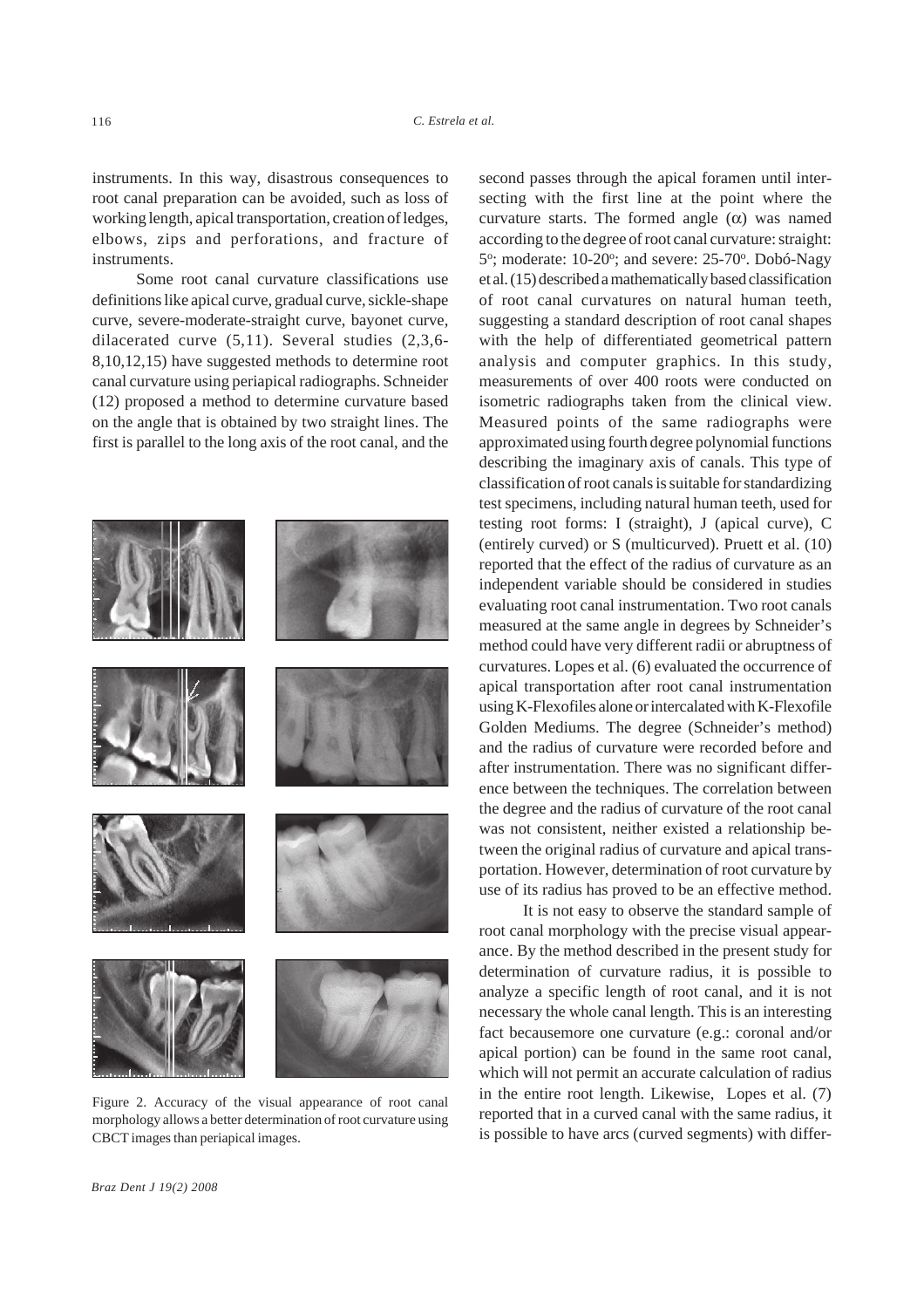instruments. In this way, disastrous consequences to root canal preparation can be avoided, such as loss of working length, apical transportation, creation of ledges, elbows, zips and perforations, and fracture of instruments.

Some root canal curvature classifications use definitions like apical curve, gradual curve, sickle-shape curve, severe-moderate-straight curve, bayonet curve, dilacerated curve (5,11). Several studies (2,3,6-8,10,12,15) have suggested methods to determine root canal curvature using periapical radiographs. Schneider (12) proposed a method to determine curvature based on the angle that is obtained by two straight lines. The first is parallel to the long axis of the root canal, and the second passes through the apical foramen until intersecting with the first line at the point where the curvature starts. The formed angle ($\alpha$) was named according to the degree of root canal curvature: straight: 5°; moderate: 10-20°; and severe: 25-70°. Dobó-Nagy et al. (15) described a mathematically based classification of root canal curvatures on natural human teeth, suggesting a standard description of root canal shapes with the help of differentiated geometrical pattern analysis and computer graphics. In this study, measurements of over 400 roots were conducted on isometric radiographs taken from the clinical view. Measured points of the same radiographs were approximated using fourth degree polynomial functions describing the imaginary axis of canals. This type of classification of root canals is suitable for standardizing test specimens, including natural human teeth, used for testing root forms: I (straight), J (apical curve), C (entirely curved) or S (multicurved). Pruett et al. (10) reported that the effect of the radius of curvature as an independent variable should be considered in studies evaluating root canal instrumentation. Two root canals measured at the same angle in degrees by Schneider's method could have very different radii or abruptness of curvatures. Lopes et al. (6) evaluated the occurrence of apical transportation after root canal instrumentation using K-Flexofiles alone or intercalated with K-Flexofile Golden Mediums. The degree (Schneider's method) and the radius of curvature were recorded before and after instrumentation. There was no significant difference between the techniques. The correlation between the degree and the radius of curvature of the root canal was not consistent, neither existed a relationship between the original radius of curvature and apical transportation. However, determination of root curvature by use of its radius has proved to be an effective method.

Figure 2. Accuracy of the visual appearance of root canal morphology allows a better determination of root curvature using CBCT images than periapical images.

It is not easy to observe the standard sample of root canal morphology with the precise visual appearance. By the method described in the present study for determination of curvature radius, it is possible to analyze a specific length of root canal, and it is not necessary the whole canal length. This is an interesting fact becausemore one curvature (e.g.: coronal and/or apical portion) can be found in the same root canal, which will not permit an accurate calculation of radius in the entire root length. Likewise, Lopes et al. (7) reported that in a curved canal with the same radius, it is possible to have arcs (curved segments) with differ-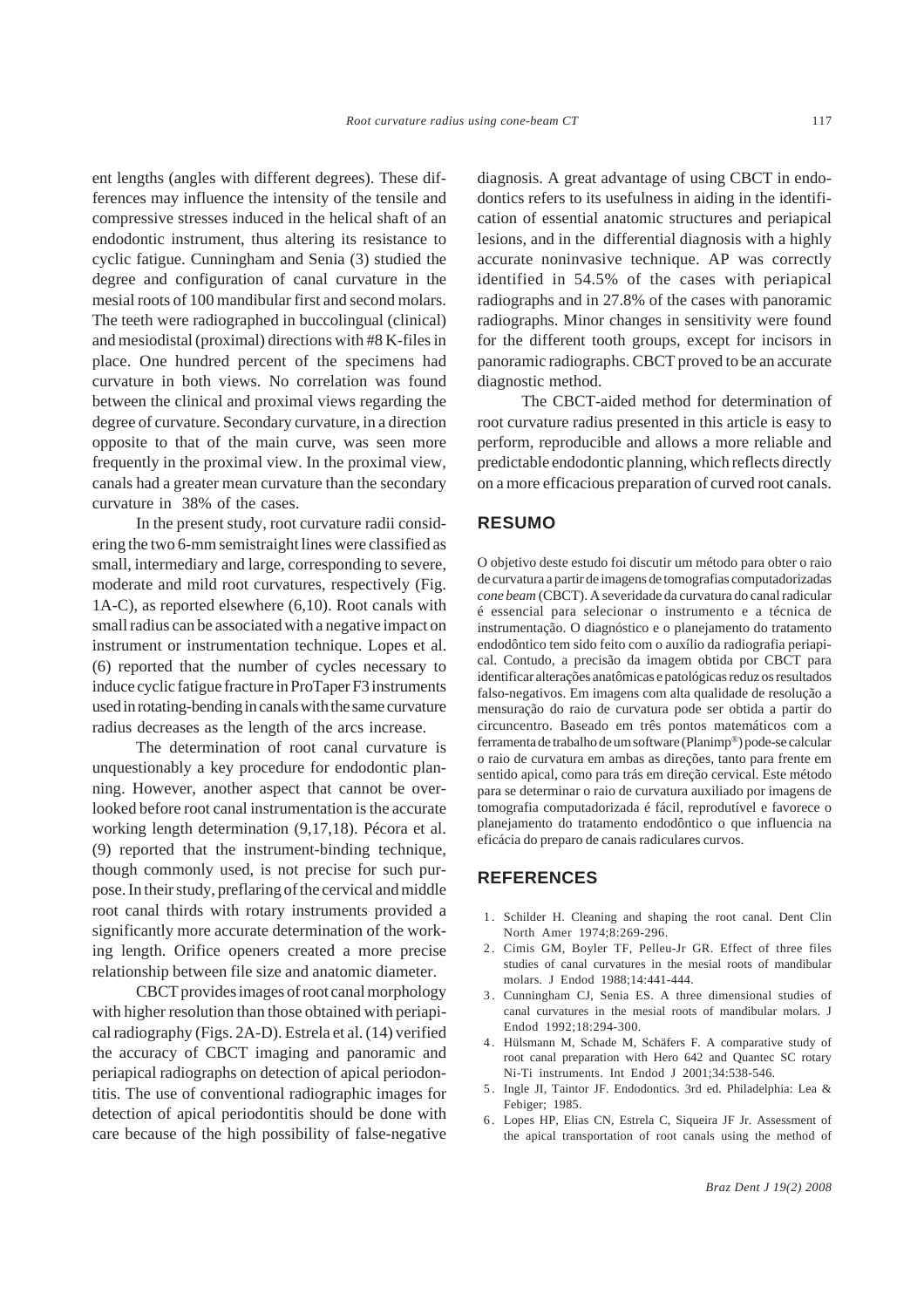ent lengths (angles with different degrees). These differences may influence the intensity of the tensile and compressive stresses induced in the helical shaft of an endodontic instrument, thus altering its resistance to cyclic fatigue. Cunningham and Senia (3) studied the degree and configuration of canal curvature in the mesial roots of 100 mandibular first and second molars. The teeth were radiographed in buccolingual (clinical) and mesiodistal (proximal) directions with #8 K-files in place. One hundred percent of the specimens had curvature in both views. No correlation was found between the clinical and proximal views regarding the degree of curvature. Secondary curvature, in a direction opposite to that of the main curve, was seen more frequently in the proximal view. In the proximal view, canals had a greater mean curvature than the secondary curvature in 38% of the cases.

In the present study, root curvature radii considering the two 6-mm semistraight lines were classified as small, intermediary and large, corresponding to severe, moderate and mild root curvatures, respectively (Fig. 1A-C), as reported elsewhere (6,10). Root canals with small radius can be associated with a negative impact on instrument or instrumentation technique. Lopes et al. (6) reported that the number of cycles necessary to induce cyclic fatigue fracture in ProTaper F3 instruments used in rotating-bending in canals with the same curvature radius decreases as the length of the arcs increase.

The determination of root canal curvature is unquestionably a key procedure for endodontic planning. However, another aspect that cannot be overlooked before root canal instrumentation is the accurate working length determination (9,17,18). Pécora et al. (9) reported that the instrument-binding technique, though commonly used, is not precise for such purpose. In their study, preflaring of the cervical and middle root canal thirds with rotary instruments provided a significantly more accurate determination of the working length. Orifice openers created a more precise relationship between file size and anatomic diameter.

CBCT provides images of root canal morphology with higher resolution than those obtained with periapical radiography (Figs. 2A-D). Estrela et al. (14) verified the accuracy of CBCT imaging and panoramic and periapical radiographs on detection of apical periodontitis. The use of conventional radiographic images for detection of apical periodontitis should be done with care because of the high possibility of false-negative diagnosis. A great advantage of using CBCT in endodontics refers to its usefulness in aiding in the identification of essential anatomic structures and periapical lesions, and in the differential diagnosis with a highly accurate noninvasive technique. AP was correctly identified in 54.5% of the cases with periapical radiographs and in 27.8% of the cases with panoramic radiographs. Minor changes in sensitivity were found for the different tooth groups, except for incisors in panoramic radiographs. CBCT proved to be an accurate diagnostic method.

The CBCT-aided method for determination of root curvature radius presented in this article is easy to perform, reproducible and allows a more reliable and predictable endodontic planning, which reflects directly on a more efficacious preparation of curved root canals.

## RESUMO

O objetivo deste estudo foi discutir um método para obter o raio de curvatura a partir de imagens de tomografias computadorizadas *cone beam* (CBCT). A severidade da curvatura do canal radicular é essencial para selecionar o instrumento e a técnica de instrumentação. O diagnóstico e o planejamento do tratamento endodôntico tem sido feito com o auxílio da radiografia periapical. Contudo, a precisão da imagem obtida por CBCT para identificar alterações anatômicas e patológicas reduz os resultados falso-negativos. Em imagens com alta qualidade de resolução a mensuração do raio de curvatura pode ser obtida a partir do circuncentro. Baseado em três pontos matemáticos com a ferramenta de trabalho de um software (Planimp®) pode-se calcular o raio de curvatura em ambas as direções, tanto para frente em sentido apical, como para trás em direção cervical. Este método para se determinar o raio de curvatura auxiliado por imagens de tomografia computadorizada é fácil, reprodutível e favorece o planejamento do tratamento endodôntico o que influencia na eficácia do preparo de canais radiculares curvos.

## REFERENCES

1. Schilder H. Cleaning and shaping the root canal. Dent Clin North Amer 1974;8:269-296.
2. Cimis GM, Boyler TF, Pelleu-Jr GR. Effect of three files studies of canal curvatures in the mesial roots of mandibular molars. J Endod 1988;14:441-444.
3. Cunningham CJ, Senia ES. A three dimensional studies of canal curvatures in the mesial roots of mandibular molars. J Endod 1992;18:294-300.
4. Hülsmann M, Schade M, Schäfers F. A comparative study of root canal preparation with Hero 642 and Quantec SC rotary Ni-Ti instruments. Int Endod J 2001;34:538-546.
5. Ingle JI, Taintor JF. Endodontics. 3rd ed. Philadelphia: Lea & Febiger; 1985.
6. Lopes HP, Elias CN, Estrela C, Siqueira JF Jr. Assessment of the apical transportation of root canals using the method of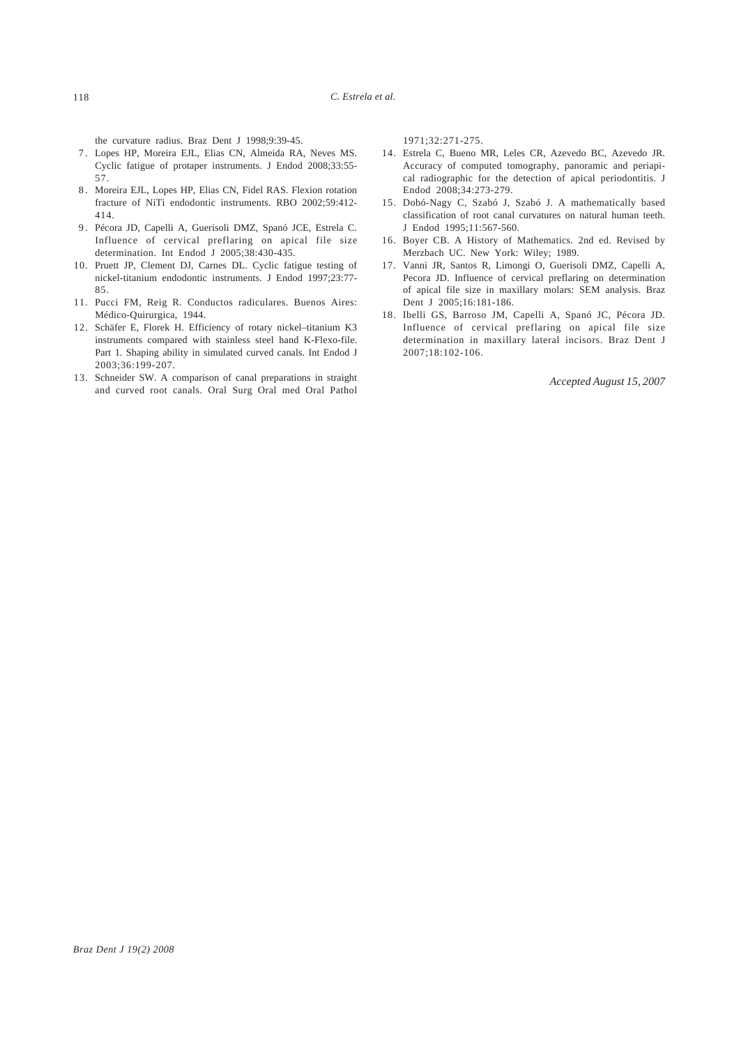the curvature radius. Braz Dent J 1998;9:39-45.

7. Lopes HP, Moreira EJL, Elias CN, Almeida RA, Neves MS. Cyclic fatigue of protaper instruments. J Endod 2008;33:55-57.
8. Moreira EJL, Lopes HP, Elias CN, Fidel RAS. Flexion rotation fracture of NiTi endodontic instruments. RBO 2002;59:412-414.
9. Pécora JD, Capelli A, Guerisoli DMZ, Spanó JCE, Estrela C. Influence of cervical preflaring on apical file size determination. Int Endod J 2005;38:430-435.
10. Pruett JP, Clement DJ, Carnes DL. Cyclic fatigue testing of nickel-titanium endodontic instruments. J Endod 1997;23:77-85.
11. Pucci FM, Reig R. Conductos radiculares. Buenos Aires: Médico-Quirurgica, 1944.
12. Schäfer E, Florek H. Efficiency of rotary nickel–titanium K3 instruments compared with stainless steel hand K-Flexo-file. Part 1. Shaping ability in simulated curved canals. Int Endod J 2003;36:199-207.
13. Schneider SW. A comparison of canal preparations in straight and curved root canals. Oral Surg Oral med Oral Pathol 1971;32:271-275.
14. Estrela C, Bueno MR, Leles CR, Azevedo BC, Azevedo JR. Accuracy of computed tomography, panoramic and periapical radiographic for the detection of apical periodontitis. J Endod 2008;34:273-279.
15. Dobó-Nagy C, Szabó J, Szabó J. A mathematically based classification of root canal curvatures on natural human teeth. J Endod 1995;11:567-560.
16. Boyer CB. A History of Mathematics. 2nd ed. Revised by Merzbach UC. New York: Wiley; 1989.
17. Vanni JR, Santos R, Limongi O, Guerisoli DMZ, Capelli A, Pecora JD. Influence of cervical preflaring on determination of apical file size in maxillary molars: SEM analysis. Braz Dent J 2005;16:181-186.
18. Ibelli GS, Barroso JM, Capelli A, Spanó JC, Pécora JD. Influence of cervical preflaring on apical file size determination in maxillary lateral incisors. Braz Dent J 2007;18:102-106.

*Accepted August 15, 2007*